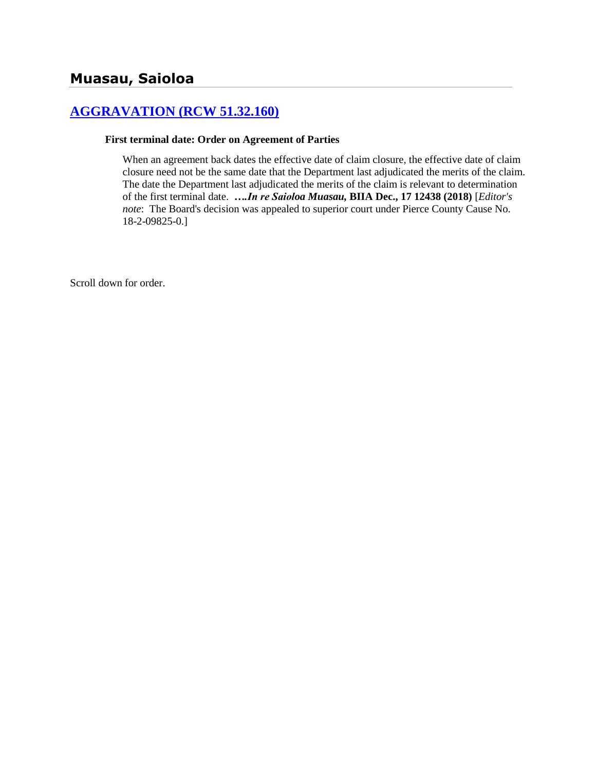# Muasau, Saioloa

## AGGRAVATION (RCW 51.32.160)

**First terminal date: Order on Agreement of Parties**

When an agreement back dates the effective date of claim closure, the effective date of claim closure need not be the same date that the Department last adjudicated the merits of the claim. The date the Department last adjudicated the merits of the claim is relevant to determination of the first terminal date. ***….In re Saioloa Muasau,* BIIA Dec., 17 12438 (2018)** [*Editor's note*: The Board's decision was appealed to superior court under Pierce County Cause No. 18-2-09825-0.]

Scroll down for order.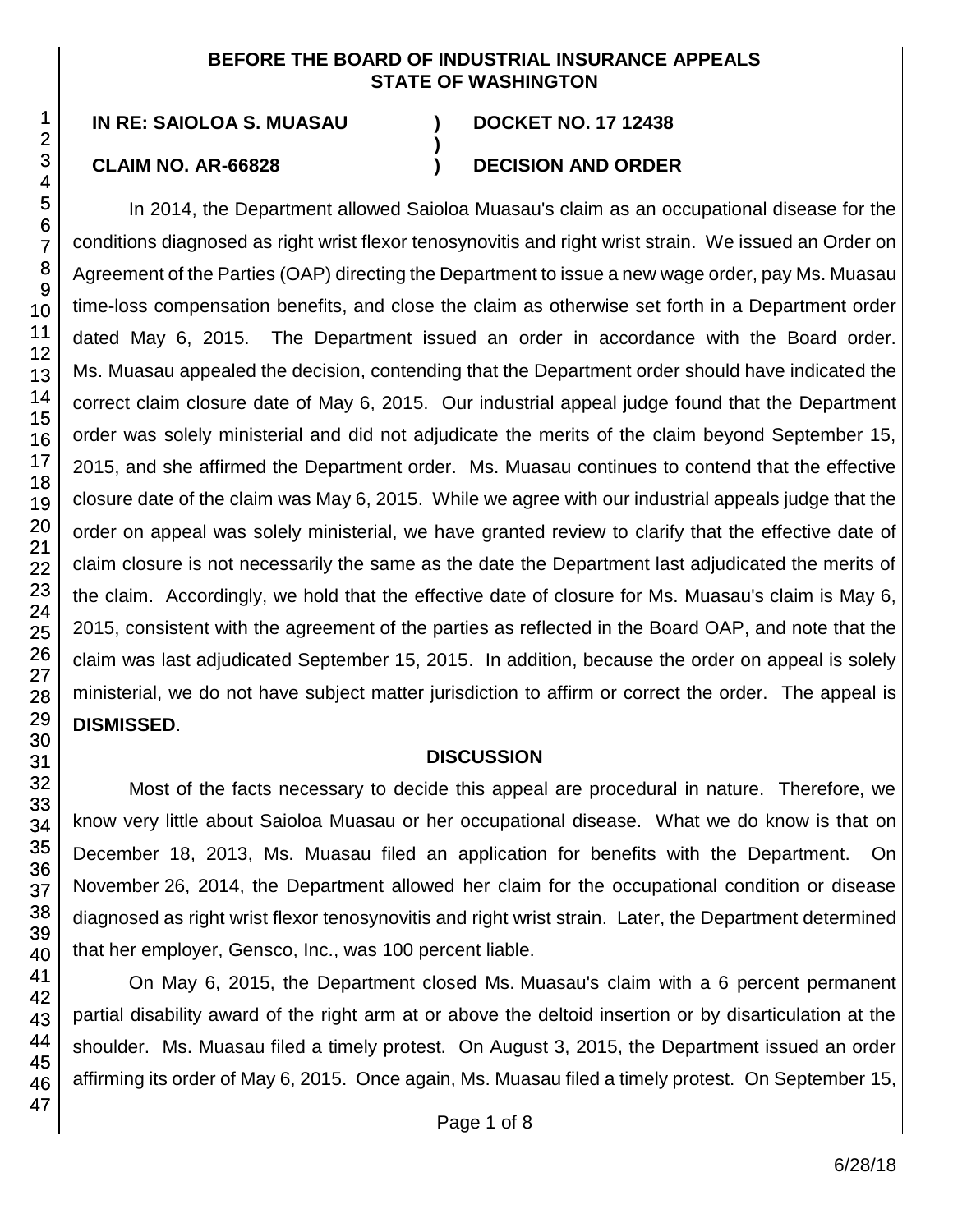**BEFORE THE BOARD OF INDUSTRIAL INSURANCE APPEALS**
**STATE OF WASHINGTON**

| | | |
|---|---|---|
| **IN RE: SAIOLOA S. MUASAU** | **)** | **DOCKET NO. 17 12438** |
| | **)** | |
| **CLAIM NO. AR-66828** | **)** | **DECISION AND ORDER** |

In 2014, the Department allowed Saioloa Muasau's claim as an occupational disease for the conditions diagnosed as right wrist flexor tenosynovitis and right wrist strain. We issued an Order on Agreement of the Parties (OAP) directing the Department to issue a new wage order, pay Ms. Muasau time-loss compensation benefits, and close the claim as otherwise set forth in a Department order dated May 6, 2015. The Department issued an order in accordance with the Board order. Ms. Muasau appealed the decision, contending that the Department order should have indicated the correct claim closure date of May 6, 2015. Our industrial appeal judge found that the Department order was solely ministerial and did not adjudicate the merits of the claim beyond September 15, 2015, and she affirmed the Department order. Ms. Muasau continues to contend that the effective closure date of the claim was May 6, 2015. While we agree with our industrial appeals judge that the order on appeal was solely ministerial, we have granted review to clarify that the effective date of claim closure is not necessarily the same as the date the Department last adjudicated the merits of the claim. Accordingly, we hold that the effective date of closure for Ms. Muasau's claim is May 6, 2015, consistent with the agreement of the parties as reflected in the Board OAP, and note that the claim was last adjudicated September 15, 2015. In addition, because the order on appeal is solely ministerial, we do not have subject matter jurisdiction to affirm or correct the order. The appeal is **DISMISSED**.

## DISCUSSION

Most of the facts necessary to decide this appeal are procedural in nature. Therefore, we know very little about Saioloa Muasau or her occupational disease. What we do know is that on December 18, 2013, Ms. Muasau filed an application for benefits with the Department. On November 26, 2014, the Department allowed her claim for the occupational condition or disease diagnosed as right wrist flexor tenosynovitis and right wrist strain. Later, the Department determined that her employer, Gensco, Inc., was 100 percent liable.

On May 6, 2015, the Department closed Ms. Muasau's claim with a 6 percent permanent partial disability award of the right arm at or above the deltoid insertion or by disarticulation at the shoulder. Ms. Muasau filed a timely protest. On August 3, 2015, the Department issued an order affirming its order of May 6, 2015. Once again, Ms. Muasau filed a timely protest. On September 15,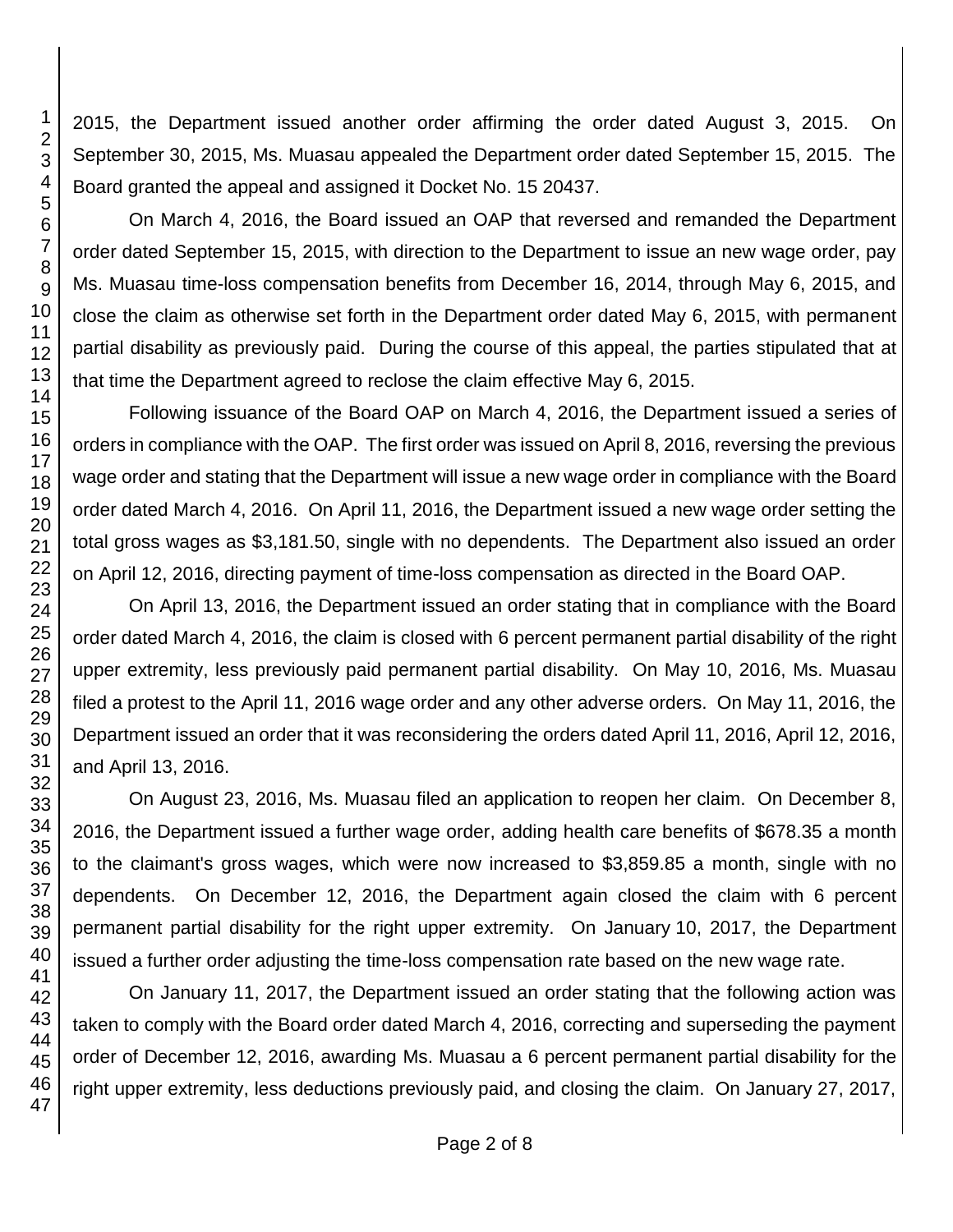2015, the Department issued another order affirming the order dated August 3, 2015. On September 30, 2015, Ms. Muasau appealed the Department order dated September 15, 2015. The Board granted the appeal and assigned it Docket No. 15 20437.

On March 4, 2016, the Board issued an OAP that reversed and remanded the Department order dated September 15, 2015, with direction to the Department to issue an new wage order, pay Ms. Muasau time-loss compensation benefits from December 16, 2014, through May 6, 2015, and close the claim as otherwise set forth in the Department order dated May 6, 2015, with permanent partial disability as previously paid. During the course of this appeal, the parties stipulated that at that time the Department agreed to reclose the claim effective May 6, 2015.

Following issuance of the Board OAP on March 4, 2016, the Department issued a series of orders in compliance with the OAP. The first order was issued on April 8, 2016, reversing the previous wage order and stating that the Department will issue a new wage order in compliance with the Board order dated March 4, 2016. On April 11, 2016, the Department issued a new wage order setting the total gross wages as $3,181.50, single with no dependents. The Department also issued an order on April 12, 2016, directing payment of time-loss compensation as directed in the Board OAP.

On April 13, 2016, the Department issued an order stating that in compliance with the Board order dated March 4, 2016, the claim is closed with 6 percent permanent partial disability of the right upper extremity, less previously paid permanent partial disability. On May 10, 2016, Ms. Muasau filed a protest to the April 11, 2016 wage order and any other adverse orders. On May 11, 2016, the Department issued an order that it was reconsidering the orders dated April 11, 2016, April 12, 2016, and April 13, 2016.

On August 23, 2016, Ms. Muasau filed an application to reopen her claim. On December 8, 2016, the Department issued a further wage order, adding health care benefits of $678.35 a month to the claimant's gross wages, which were now increased to $3,859.85 a month, single with no dependents. On December 12, 2016, the Department again closed the claim with 6 percent permanent partial disability for the right upper extremity. On January 10, 2017, the Department issued a further order adjusting the time-loss compensation rate based on the new wage rate.

On January 11, 2017, the Department issued an order stating that the following action was taken to comply with the Board order dated March 4, 2016, correcting and superseding the payment order of December 12, 2016, awarding Ms. Muasau a 6 percent permanent partial disability for the right upper extremity, less deductions previously paid, and closing the claim. On January 27, 2017,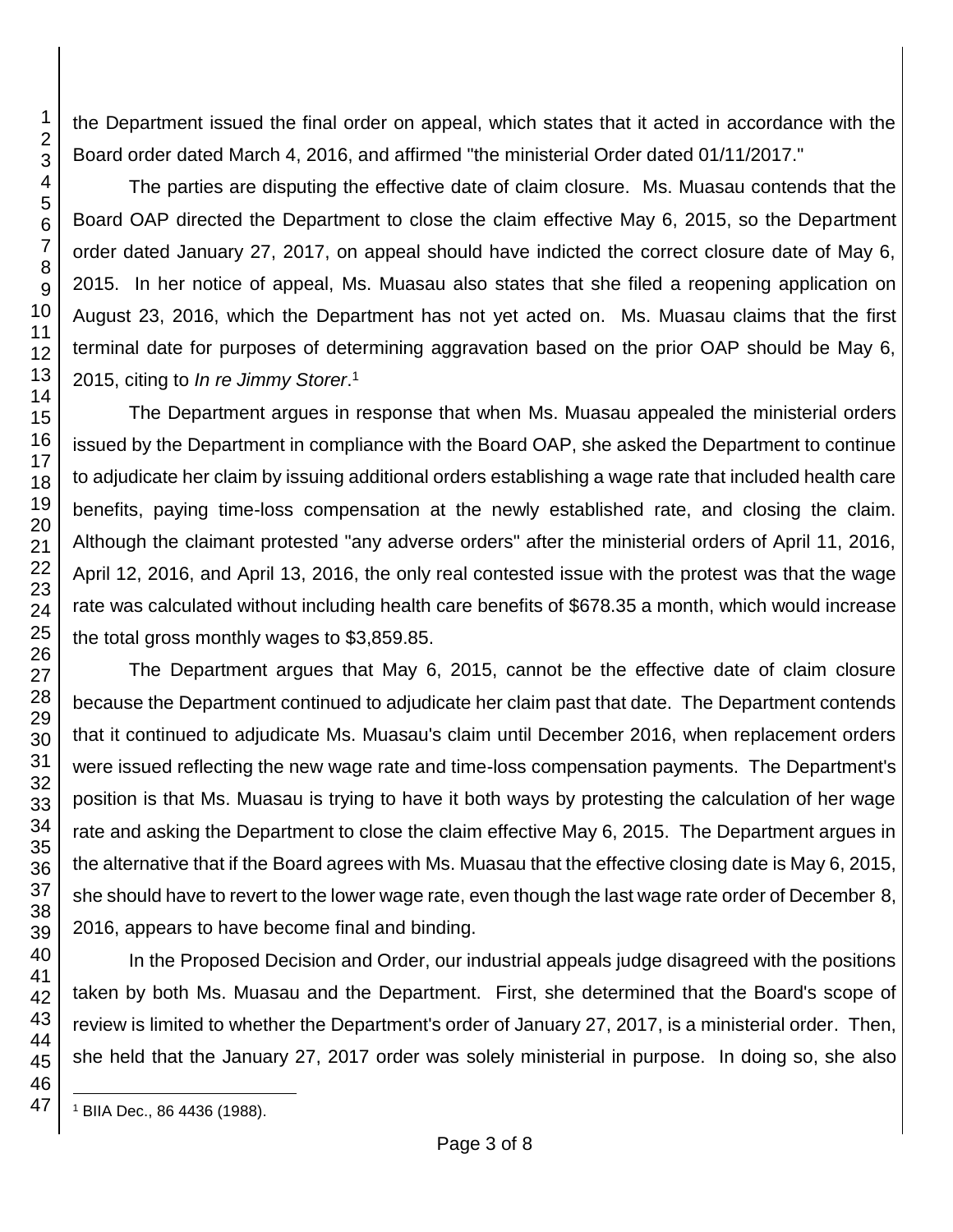the Department issued the final order on appeal, which states that it acted in accordance with the Board order dated March 4, 2016, and affirmed "the ministerial Order dated 01/11/2017."

The parties are disputing the effective date of claim closure. Ms. Muasau contends that the Board OAP directed the Department to close the claim effective May 6, 2015, so the Department order dated January 27, 2017, on appeal should have indicted the correct closure date of May 6, 2015. In her notice of appeal, Ms. Muasau also states that she filed a reopening application on August 23, 2016, which the Department has not yet acted on. Ms. Muasau claims that the first terminal date for purposes of determining aggravation based on the prior OAP should be May 6, 2015, citing to *In re Jimmy Storer*.[1]

The Department argues in response that when Ms. Muasau appealed the ministerial orders issued by the Department in compliance with the Board OAP, she asked the Department to continue to adjudicate her claim by issuing additional orders establishing a wage rate that included health care benefits, paying time-loss compensation at the newly established rate, and closing the claim. Although the claimant protested "any adverse orders" after the ministerial orders of April 11, 2016, April 12, 2016, and April 13, 2016, the only real contested issue with the protest was that the wage rate was calculated without including health care benefits of $678.35 a month, which would increase the total gross monthly wages to $3,859.85.

The Department argues that May 6, 2015, cannot be the effective date of claim closure because the Department continued to adjudicate her claim past that date. The Department contends that it continued to adjudicate Ms. Muasau's claim until December 2016, when replacement orders were issued reflecting the new wage rate and time-loss compensation payments. The Department's position is that Ms. Muasau is trying to have it both ways by protesting the calculation of her wage rate and asking the Department to close the claim effective May 6, 2015. The Department argues in the alternative that if the Board agrees with Ms. Muasau that the effective closing date is May 6, 2015, she should have to revert to the lower wage rate, even though the last wage rate order of December 8, 2016, appears to have become final and binding.

In the Proposed Decision and Order, our industrial appeals judge disagreed with the positions taken by both Ms. Muasau and the Department. First, she determined that the Board's scope of review is limited to whether the Department's order of January 27, 2017, is a ministerial order. Then, she held that the January 27, 2017 order was solely ministerial in purpose. In doing so, she also

[1] BIIA Dec., 86 4436 (1988).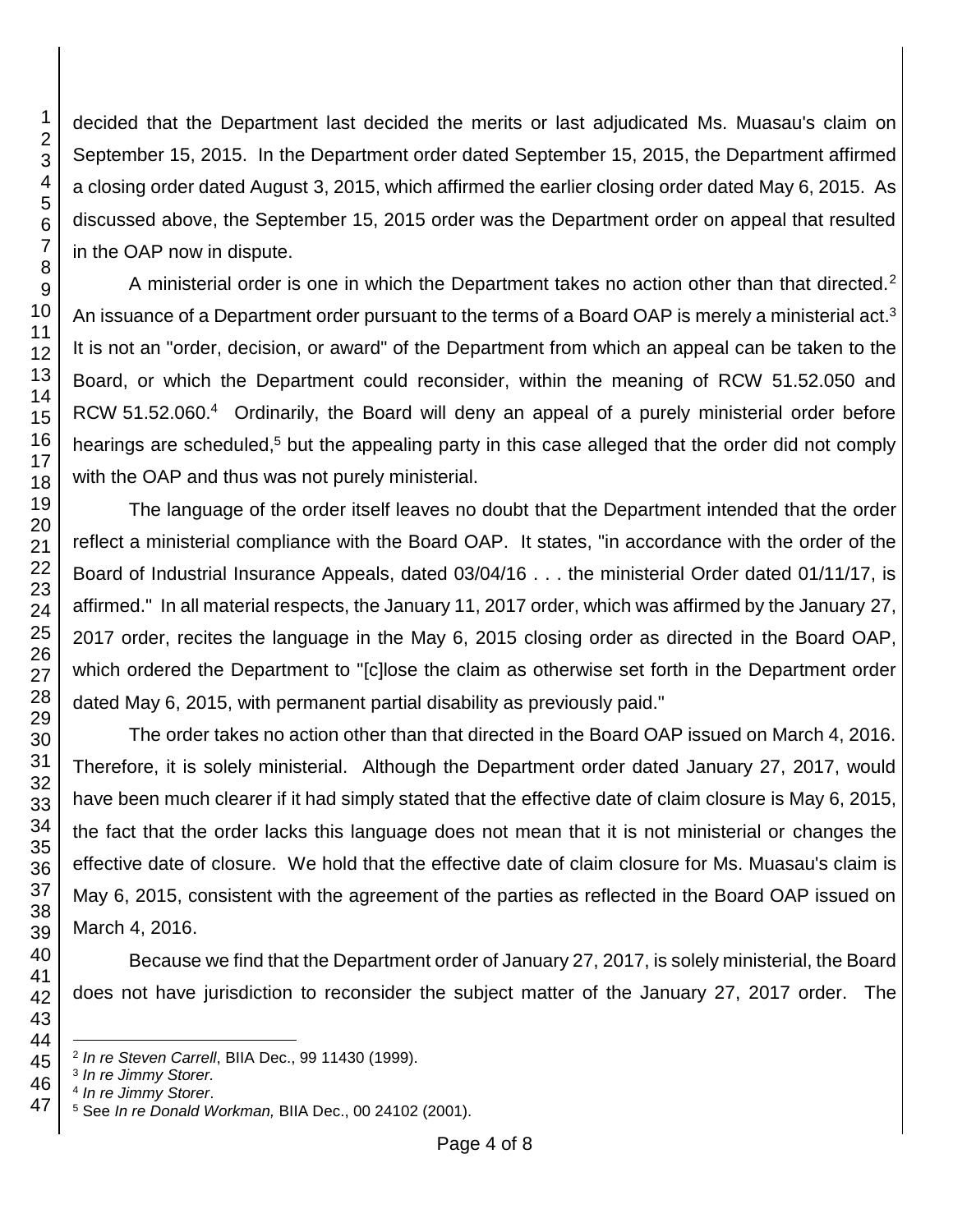decided that the Department last decided the merits or last adjudicated Ms. Muasau's claim on September 15, 2015. In the Department order dated September 15, 2015, the Department affirmed a closing order dated August 3, 2015, which affirmed the earlier closing order dated May 6, 2015. As discussed above, the September 15, 2015 order was the Department order on appeal that resulted in the OAP now in dispute.

A ministerial order is one in which the Department takes no action other than that directed.[2] An issuance of a Department order pursuant to the terms of a Board OAP is merely a ministerial act.[3] It is not an "order, decision, or award" of the Department from which an appeal can be taken to the Board, or which the Department could reconsider, within the meaning of RCW 51.52.050 and RCW 51.52.060.[4] Ordinarily, the Board will deny an appeal of a purely ministerial order before hearings are scheduled,[5] but the appealing party in this case alleged that the order did not comply with the OAP and thus was not purely ministerial.

The language of the order itself leaves no doubt that the Department intended that the order reflect a ministerial compliance with the Board OAP. It states, "in accordance with the order of the Board of Industrial Insurance Appeals, dated 03/04/16 . . . the ministerial Order dated 01/11/17, is affirmed." In all material respects, the January 11, 2017 order, which was affirmed by the January 27, 2017 order, recites the language in the May 6, 2015 closing order as directed in the Board OAP, which ordered the Department to "[c]lose the claim as otherwise set forth in the Department order dated May 6, 2015, with permanent partial disability as previously paid."

The order takes no action other than that directed in the Board OAP issued on March 4, 2016. Therefore, it is solely ministerial. Although the Department order dated January 27, 2017, would have been much clearer if it had simply stated that the effective date of claim closure is May 6, 2015, the fact that the order lacks this language does not mean that it is not ministerial or changes the effective date of closure. We hold that the effective date of claim closure for Ms. Muasau's claim is May 6, 2015, consistent with the agreement of the parties as reflected in the Board OAP issued on March 4, 2016.

Because we find that the Department order of January 27, 2017, is solely ministerial, the Board does not have jurisdiction to reconsider the subject matter of the January 27, 2017 order. The

---

[2] *In re Steven Carrell*, BIIA Dec., 99 11430 (1999).

[3] *In re Jimmy Storer.*

[4] *In re Jimmy Storer*.

[5] See *In re Donald Workman,* BIIA Dec., 00 24102 (2001).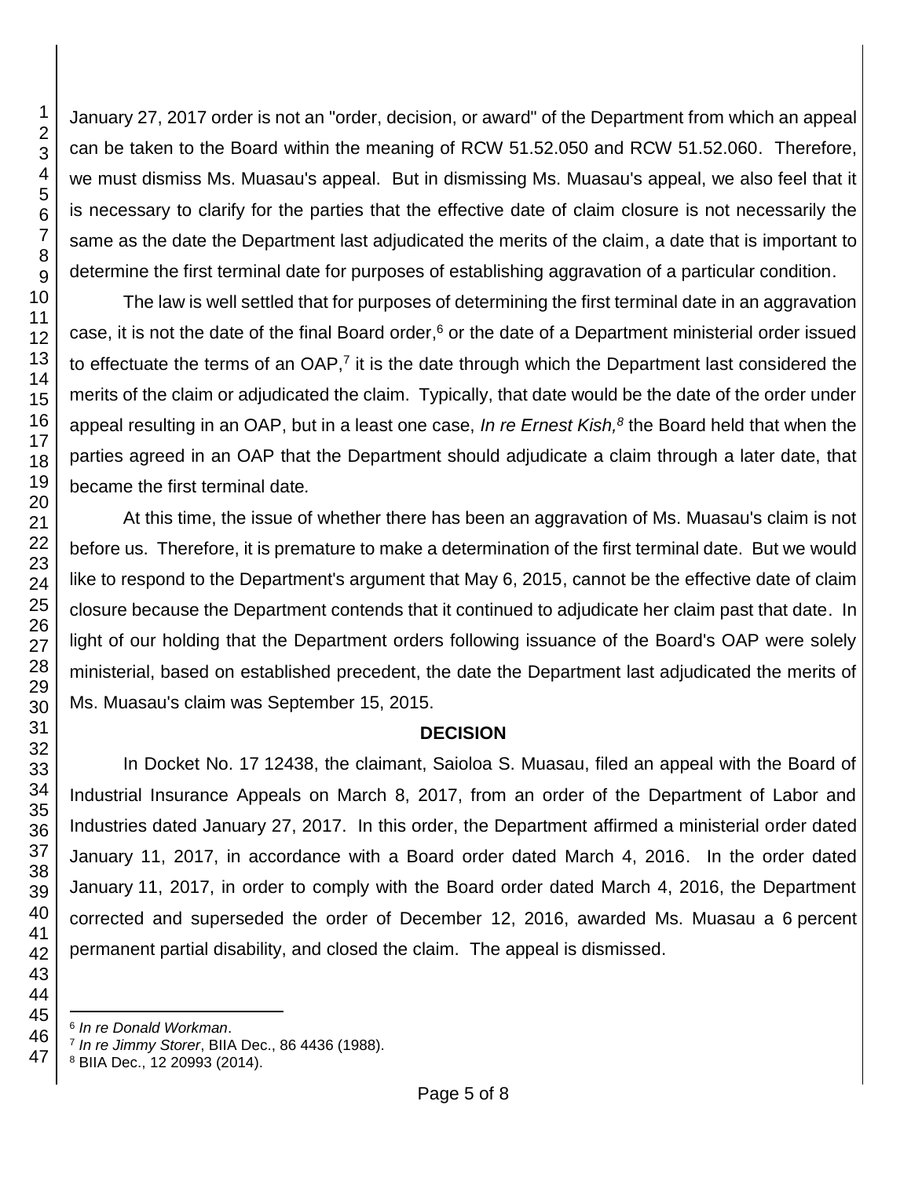January 27, 2017 order is not an "order, decision, or award" of the Department from which an appeal can be taken to the Board within the meaning of RCW 51.52.050 and RCW 51.52.060. Therefore, we must dismiss Ms. Muasau's appeal. But in dismissing Ms. Muasau's appeal, we also feel that it is necessary to clarify for the parties that the effective date of claim closure is not necessarily the same as the date the Department last adjudicated the merits of the claim, a date that is important to determine the first terminal date for purposes of establishing aggravation of a particular condition.

The law is well settled that for purposes of determining the first terminal date in an aggravation case, it is not the date of the final Board order,[6] or the date of a Department ministerial order issued to effectuate the terms of an OAP,[7] it is the date through which the Department last considered the merits of the claim or adjudicated the claim. Typically, that date would be the date of the order under appeal resulting in an OAP, but in a least one case, *In re Ernest Kish,*[8] the Board held that when the parties agreed in an OAP that the Department should adjudicate a claim through a later date, that became the first terminal date.

At this time, the issue of whether there has been an aggravation of Ms. Muasau's claim is not before us. Therefore, it is premature to make a determination of the first terminal date. But we would like to respond to the Department's argument that May 6, 2015, cannot be the effective date of claim closure because the Department contends that it continued to adjudicate her claim past that date. In light of our holding that the Department orders following issuance of the Board's OAP were solely ministerial, based on established precedent, the date the Department last adjudicated the merits of Ms. Muasau's claim was September 15, 2015.

## DECISION

In Docket No. 17 12438, the claimant, Saioloa S. Muasau, filed an appeal with the Board of Industrial Insurance Appeals on March 8, 2017, from an order of the Department of Labor and Industries dated January 27, 2017. In this order, the Department affirmed a ministerial order dated January 11, 2017, in accordance with a Board order dated March 4, 2016. In the order dated January 11, 2017, in order to comply with the Board order dated March 4, 2016, the Department corrected and superseded the order of December 12, 2016, awarded Ms. Muasau a 6 percent permanent partial disability, and closed the claim. The appeal is dismissed.

---

[6] *In re Donald Workman*.
[7] *In re Jimmy Storer*, BIIA Dec., 86 4436 (1988).
[8] BIIA Dec., 12 20993 (2014).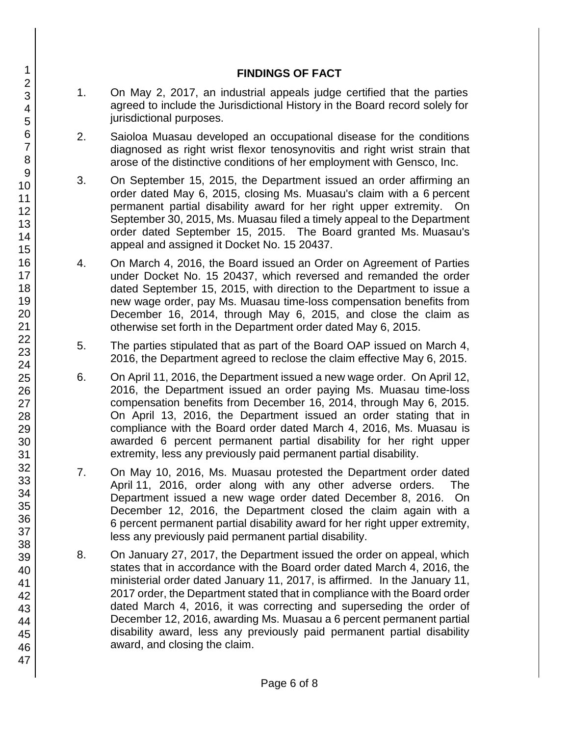## FINDINGS OF FACT

1. On May 2, 2017, an industrial appeals judge certified that the parties agreed to include the Jurisdictional History in the Board record solely for jurisdictional purposes.

2. Saioloa Muasau developed an occupational disease for the conditions diagnosed as right wrist flexor tenosynovitis and right wrist strain that arose of the distinctive conditions of her employment with Gensco, Inc.

3. On September 15, 2015, the Department issued an order affirming an order dated May 6, 2015, closing Ms. Muasau's claim with a 6 percent permanent partial disability award for her right upper extremity. On September 30, 2015, Ms. Muasau filed a timely appeal to the Department order dated September 15, 2015. The Board granted Ms. Muasau's appeal and assigned it Docket No. 15 20437.

4. On March 4, 2016, the Board issued an Order on Agreement of Parties under Docket No. 15 20437, which reversed and remanded the order dated September 15, 2015, with direction to the Department to issue a new wage order, pay Ms. Muasau time-loss compensation benefits from December 16, 2014, through May 6, 2015, and close the claim as otherwise set forth in the Department order dated May 6, 2015.

5. The parties stipulated that as part of the Board OAP issued on March 4, 2016, the Department agreed to reclose the claim effective May 6, 2015.

6. On April 11, 2016, the Department issued a new wage order. On April 12, 2016, the Department issued an order paying Ms. Muasau time-loss compensation benefits from December 16, 2014, through May 6, 2015. On April 13, 2016, the Department issued an order stating that in compliance with the Board order dated March 4, 2016, Ms. Muasau is awarded 6 percent permanent partial disability for her right upper extremity, less any previously paid permanent partial disability.

7. On May 10, 2016, Ms. Muasau protested the Department order dated April 11, 2016, order along with any other adverse orders. The Department issued a new wage order dated December 8, 2016. On December 12, 2016, the Department closed the claim again with a 6 percent permanent partial disability award for her right upper extremity, less any previously paid permanent partial disability.

8. On January 27, 2017, the Department issued the order on appeal, which states that in accordance with the Board order dated March 4, 2016, the ministerial order dated January 11, 2017, is affirmed. In the January 11, 2017 order, the Department stated that in compliance with the Board order dated March 4, 2016, it was correcting and superseding the order of December 12, 2016, awarding Ms. Muasau a 6 percent permanent partial disability award, less any previously paid permanent partial disability award, and closing the claim.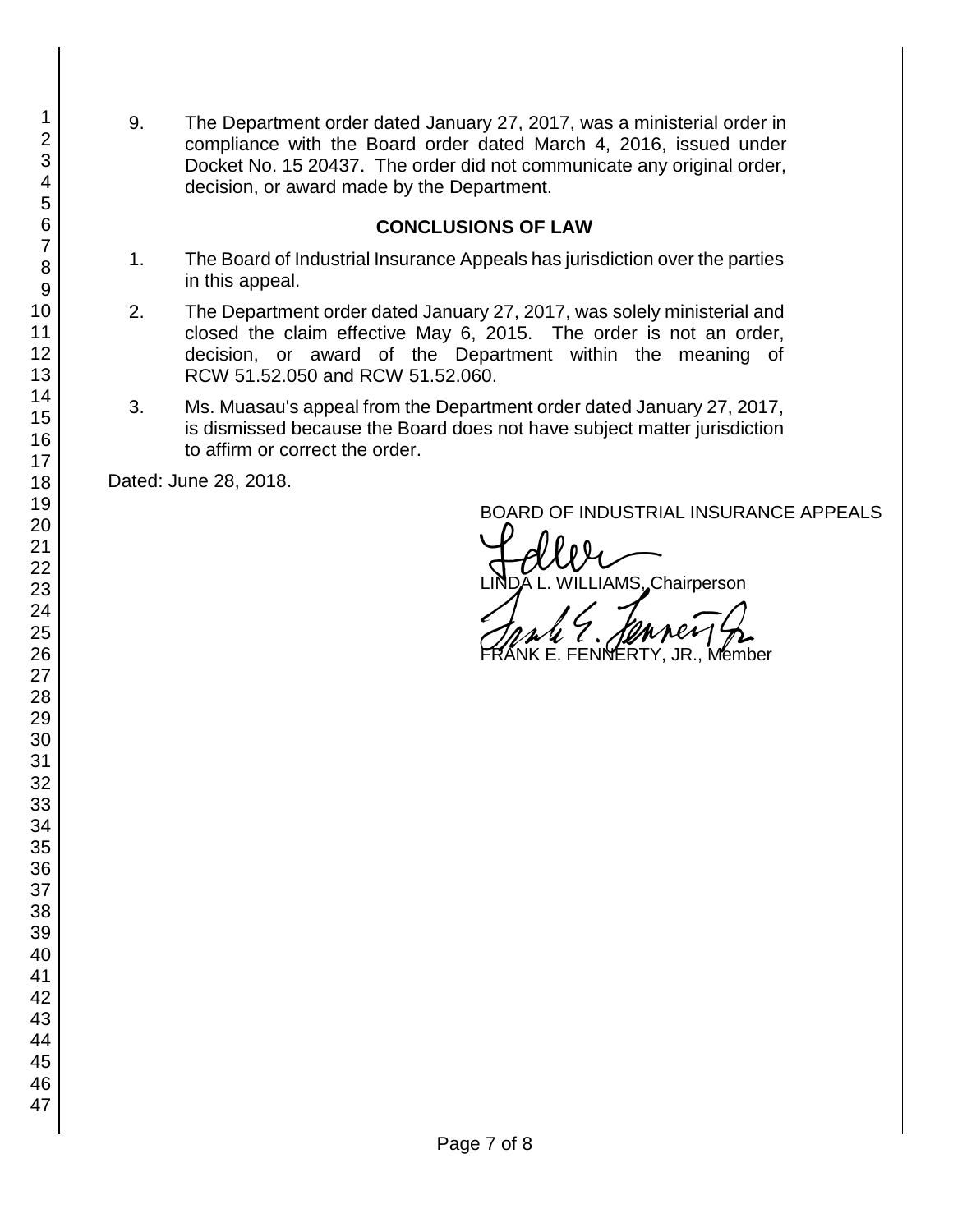9. The Department order dated January 27, 2017, was a ministerial order in compliance with the Board order dated March 4, 2016, issued under Docket No. 15 20437. The order did not communicate any original order, decision, or award made by the Department.

## CONCLUSIONS OF LAW

1. The Board of Industrial Insurance Appeals has jurisdiction over the parties in this appeal.

2. The Department order dated January 27, 2017, was solely ministerial and closed the claim effective May 6, 2015. The order is not an order, decision, or award of the Department within the meaning of RCW 51.52.050 and RCW 51.52.060.

3. Ms. Muasau's appeal from the Department order dated January 27, 2017, is dismissed because the Board does not have subject matter jurisdiction to affirm or correct the order.

Dated: June 28, 2018.

BOARD OF INDUSTRIAL INSURANCE APPEALS

LINDA L. WILLIAMS, Chairperson

FRANK E. FENNERTY, JR., Member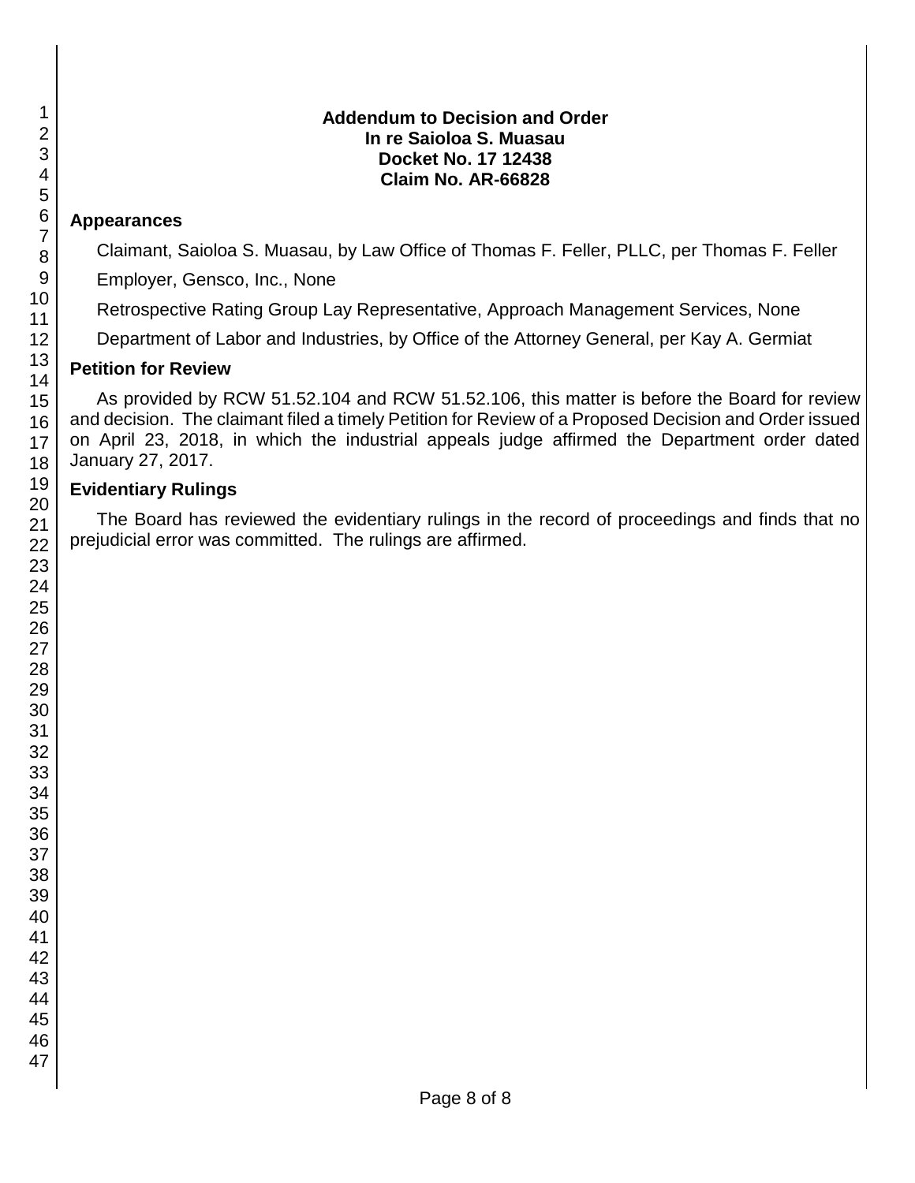**Addendum to Decision and Order**
**In re Saioloa S. Muasau**
**Docket No. 17 12438**
**Claim No. AR-66828**

## Appearances

Claimant, Saioloa S. Muasau, by Law Office of Thomas F. Feller, PLLC, per Thomas F. Feller

Employer, Gensco, Inc., None

Retrospective Rating Group Lay Representative, Approach Management Services, None

Department of Labor and Industries, by Office of the Attorney General, per Kay A. Germiat

## Petition for Review

As provided by RCW 51.52.104 and RCW 51.52.106, this matter is before the Board for review and decision. The claimant filed a timely Petition for Review of a Proposed Decision and Order issued on April 23, 2018, in which the industrial appeals judge affirmed the Department order dated January 27, 2017.

## Evidentiary Rulings

The Board has reviewed the evidentiary rulings in the record of proceedings and finds that no prejudicial error was committed. The rulings are affirmed.